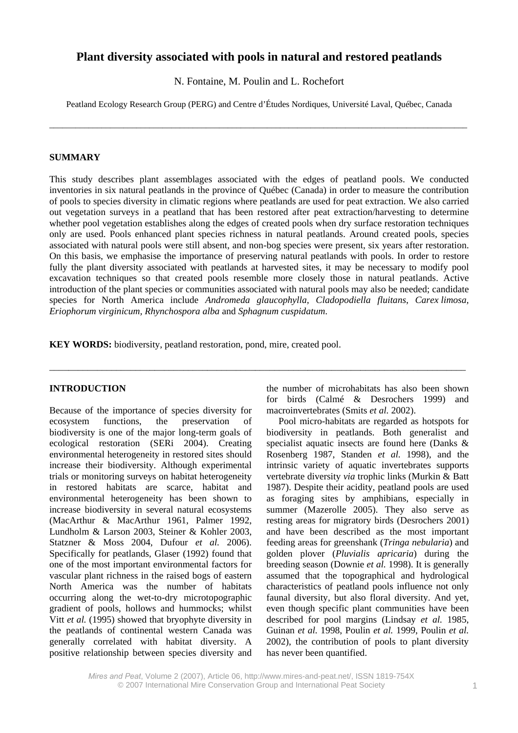# Plant diversity associated with pools in natural and restored peatlands

N. Fontaine, M. Poulin and L. Rochefort

Peatland Ecology Research Group (PERG) and Centre d'Études Nordiques, Université Laval, Québec, Canada

---

## SUMMARY

This study describes plant assemblages associated with the edges of peatland pools. We conducted inventories in six natural peatlands in the province of Québec (Canada) in order to measure the contribution of pools to species diversity in climatic regions where peatlands are used for peat extraction. We also carried out vegetation surveys in a peatland that has been restored after peat extraction/harvesting to determine whether pool vegetation establishes along the edges of created pools when dry surface restoration techniques only are used. Pools enhanced plant species richness in natural peatlands. Around created pools, species associated with natural pools were still absent, and non-bog species were present, six years after restoration. On this basis, we emphasise the importance of preserving natural peatlands with pools. In order to restore fully the plant diversity associated with peatlands at harvested sites, it may be necessary to modify pool excavation techniques so that created pools resemble more closely those in natural peatlands. Active introduction of the plant species or communities associated with natural pools may also be needed; candidate species for North America include *Andromeda glaucophylla*, *Cladopodiella fluitans*, *Carex limosa*, *Eriophorum virginicum*, *Rhynchospora alba* and *Sphagnum cuspidatum*.

**KEY WORDS:** biodiversity, peatland restoration, pond, mire, created pool.

---

## INTRODUCTION

Because of the importance of species diversity for ecosystem functions, the preservation of biodiversity is one of the major long-term goals of ecological restoration (SERi 2004). Creating environmental heterogeneity in restored sites should increase their biodiversity. Although experimental trials or monitoring surveys on habitat heterogeneity in restored habitats are scarce, habitat and environmental heterogeneity has been shown to increase biodiversity in several natural ecosystems (MacArthur & MacArthur 1961, Palmer 1992, Lundholm & Larson 2003, Steiner & Kohler 2003, Statzner & Moss 2004, Dufour *et al.* 2006). Specifically for peatlands, Glaser (1992) found that one of the most important environmental factors for vascular plant richness in the raised bogs of eastern North America was the number of habitats occurring along the wet-to-dry microtopographic gradient of pools, hollows and hummocks; whilst Vitt *et al.* (1995) showed that bryophyte diversity in the peatlands of continental western Canada was generally correlated with habitat diversity. A positive relationship between species diversity and the number of microhabitats has also been shown for birds (Calmé & Desrochers 1999) and macroinvertebrates (Smits *et al.* 2002).

Pool micro-habitats are regarded as hotspots for biodiversity in peatlands. Both generalist and specialist aquatic insects are found here (Danks & Rosenberg 1987, Standen *et al.* 1998), and the intrinsic variety of aquatic invertebrates supports vertebrate diversity *via* trophic links (Murkin & Batt 1987). Despite their acidity, peatland pools are used as foraging sites by amphibians, especially in summer (Mazerolle 2005). They also serve as resting areas for migratory birds (Desrochers 2001) and have been described as the most important feeding areas for greenshank (*Tringa nebularia*) and golden plover (*Pluvialis apricaria*) during the breeding season (Downie *et al.* 1998). It is generally assumed that the topographical and hydrological characteristics of peatland pools influence not only faunal diversity, but also floral diversity. And yet, even though specific plant communities have been described for pool margins (Lindsay *et al.* 1985, Guinan *et al.* 1998, Poulin *et al.* 1999, Poulin *et al.* 2002), the contribution of pools to plant diversity has never been quantified.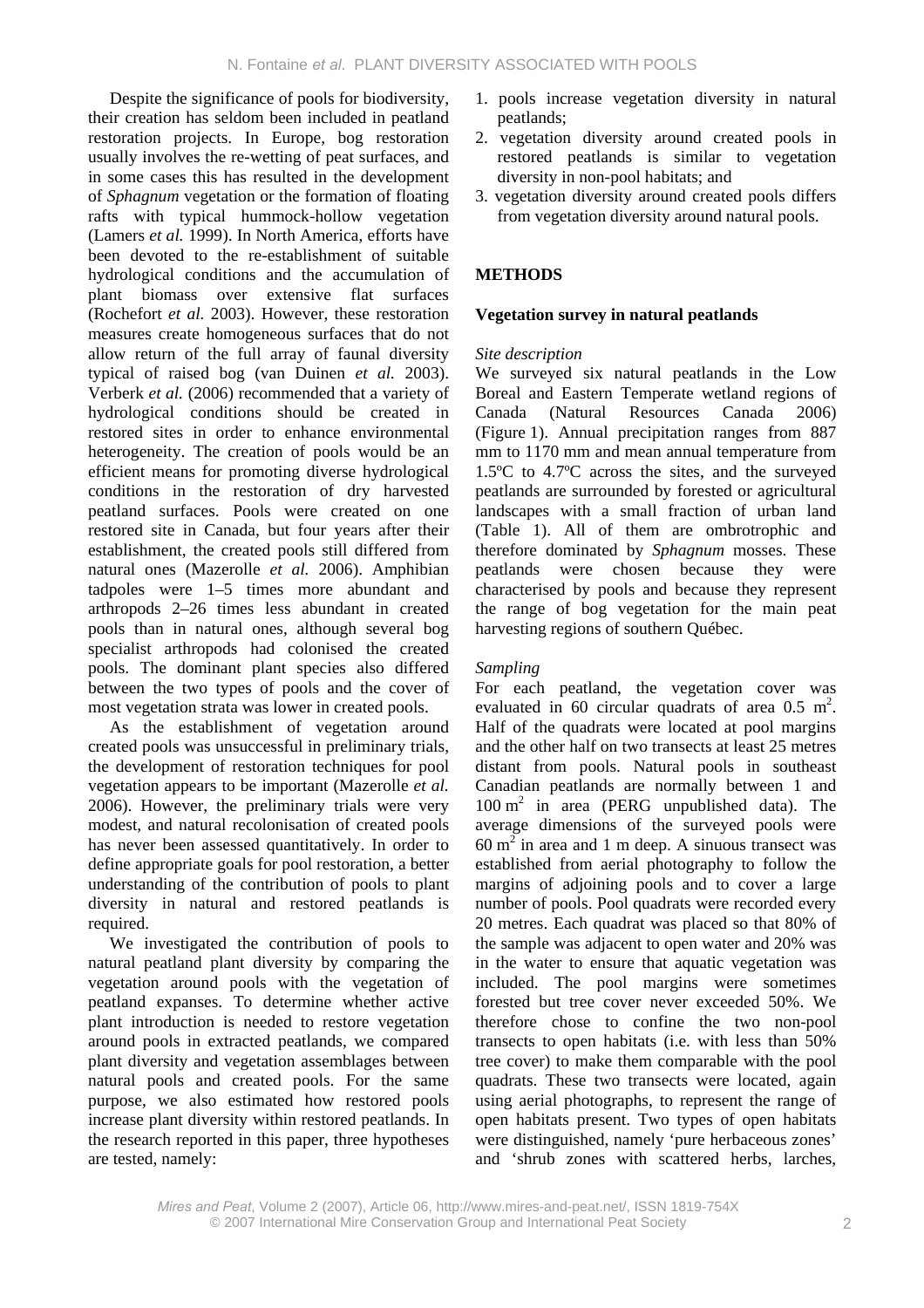Despite the significance of pools for biodiversity, their creation has seldom been included in peatland restoration projects. In Europe, bog restoration usually involves the re-wetting of peat surfaces, and in some cases this has resulted in the development of *Sphagnum* vegetation or the formation of floating rafts with typical hummock-hollow vegetation (Lamers *et al.* 1999). In North America, efforts have been devoted to the re-establishment of suitable hydrological conditions and the accumulation of plant biomass over extensive flat surfaces (Rochefort *et al.* 2003). However, these restoration measures create homogeneous surfaces that do not allow return of the full array of faunal diversity typical of raised bog (van Duinen *et al.* 2003). Verberk *et al.* (2006) recommended that a variety of hydrological conditions should be created in restored sites in order to enhance environmental heterogeneity. The creation of pools would be an efficient means for promoting diverse hydrological conditions in the restoration of dry harvested peatland surfaces. Pools were created on one restored site in Canada, but four years after their establishment, the created pools still differed from natural ones (Mazerolle *et al.* 2006). Amphibian tadpoles were 1–5 times more abundant and arthropods 2–26 times less abundant in created pools than in natural ones, although several bog specialist arthropods had colonised the created pools. The dominant plant species also differed between the two types of pools and the cover of most vegetation strata was lower in created pools.

As the establishment of vegetation around created pools was unsuccessful in preliminary trials, the development of restoration techniques for pool vegetation appears to be important (Mazerolle *et al.* 2006). However, the preliminary trials were very modest, and natural recolonisation of created pools has never been assessed quantitatively. In order to define appropriate goals for pool restoration, a better understanding of the contribution of pools to plant diversity in natural and restored peatlands is required.

We investigated the contribution of pools to natural peatland plant diversity by comparing the vegetation around pools with the vegetation of peatland expanses. To determine whether active plant introduction is needed to restore vegetation around pools in extracted peatlands, we compared plant diversity and vegetation assemblages between natural pools and created pools. For the same purpose, we also estimated how restored pools increase plant diversity within restored peatlands. In the research reported in this paper, three hypotheses are tested, namely:

1. pools increase vegetation diversity in natural peatlands;
2. vegetation diversity around created pools in restored peatlands is similar to vegetation diversity in non-pool habitats; and
3. vegetation diversity around created pools differs from vegetation diversity around natural pools.

## METHODS

### Vegetation survey in natural peatlands

*Site description*

We surveyed six natural peatlands in the Low Boreal and Eastern Temperate wetland regions of Canada (Natural Resources Canada 2006) (Figure 1). Annual precipitation ranges from 887 mm to 1170 mm and mean annual temperature from 1.5ºC to 4.7ºC across the sites, and the surveyed peatlands are surrounded by forested or agricultural landscapes with a small fraction of urban land (Table 1). All of them are ombrotrophic and therefore dominated by *Sphagnum* mosses. These peatlands were chosen because they were characterised by pools and because they represent the range of bog vegetation for the main peat harvesting regions of southern Québec.

*Sampling*

For each peatland, the vegetation cover was evaluated in 60 circular quadrats of area 0.5 $m^2$. Half of the quadrats were located at pool margins and the other half on two transects at least 25 metres distant from pools. Natural pools in southeast Canadian peatlands are normally between 1 and 100 $m^2$ in area (PERG unpublished data). The average dimensions of the surveyed pools were 60 $m^2$ in area and 1 m deep. A sinuous transect was established from aerial photography to follow the margins of adjoining pools and to cover a large number of pools. Pool quadrats were recorded every 20 metres. Each quadrat was placed so that 80% of the sample was adjacent to open water and 20% was in the water to ensure that aquatic vegetation was included. The pool margins were sometimes forested but tree cover never exceeded 50%. We therefore chose to confine the two non-pool transects to open habitats (i.e. with less than 50% tree cover) to make them comparable with the pool quadrats. These two transects were located, again using aerial photographs, to represent the range of open habitats present. Two types of open habitats were distinguished, namely 'pure herbaceous zones' and 'shrub zones with scattered herbs, larches,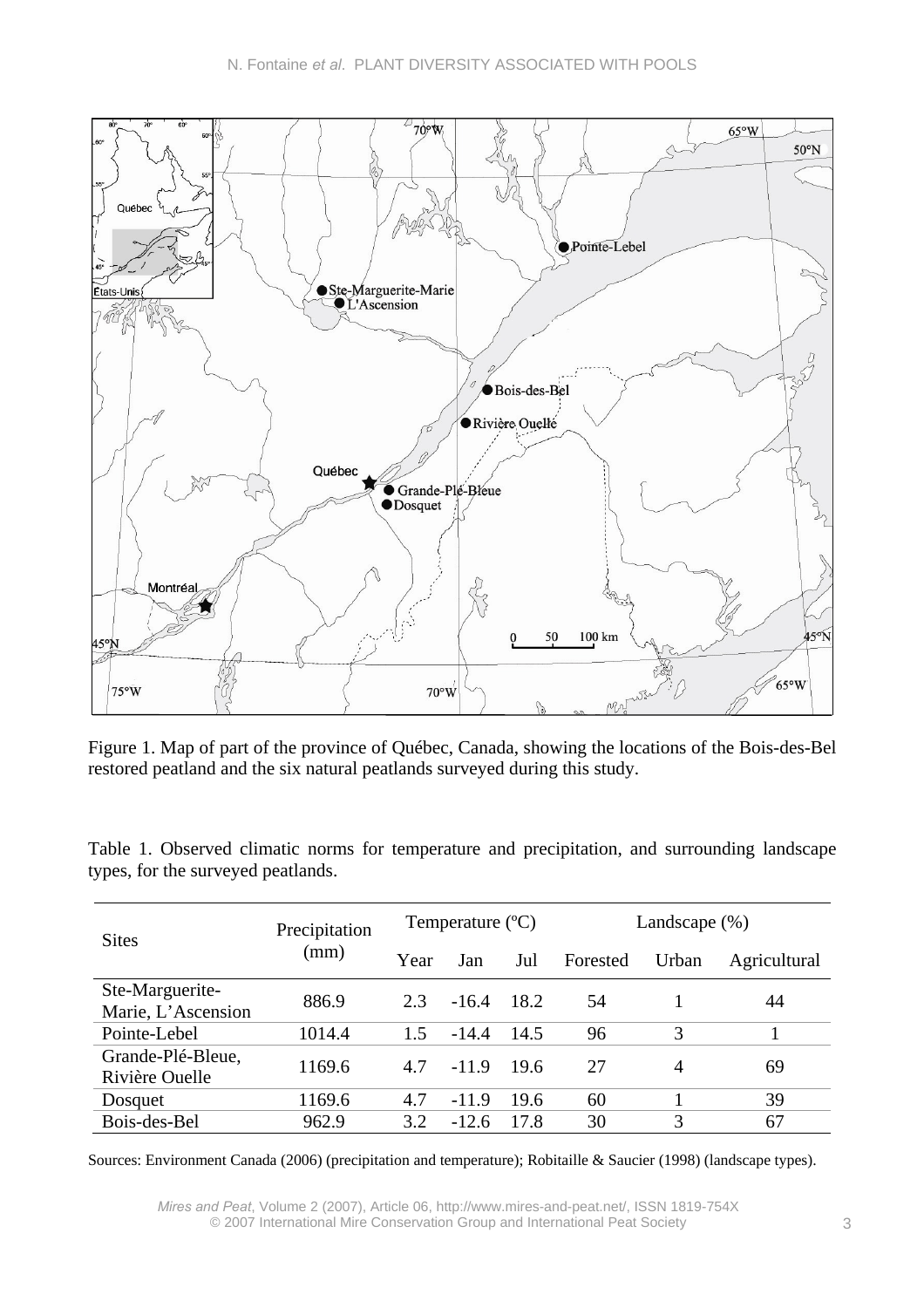Figure 1. Map of part of the province of Québec, Canada, showing the locations of the Bois-des-Bel restored peatland and the six natural peatlands surveyed during this study.

Table 1. Observed climatic norms for temperature and precipitation, and surrounding landscape types, for the surveyed peatlands.

| Sites | Precipitation (mm) | Temperature (ºC) | | | Landscape (%) | | |
|---|---|---|---|---|---|---|---|
| | | Year | Jan | Jul | Forested | Urban | Agricultural |
| Ste-Marguerite-Marie, L'Ascension | 886.9 | 2.3 | -16.4 | 18.2 | 54 | 1 | 44 |
| Pointe-Lebel | 1014.4 | 1.5 | -14.4 | 14.5 | 96 | 3 | 1 |
| Grande-Plé-Bleue, Rivière Ouelle | 1169.6 | 4.7 | -11.9 | 19.6 | 27 | 4 | 69 |
| Dosquet | 1169.6 | 4.7 | -11.9 | 19.6 | 60 | 1 | 39 |
| Bois-des-Bel | 962.9 | 3.2 | -12.6 | 17.8 | 30 | 3 | 67 |

Sources: Environment Canada (2006) (precipitation and temperature); Robitaille & Saucier (1998) (landscape types).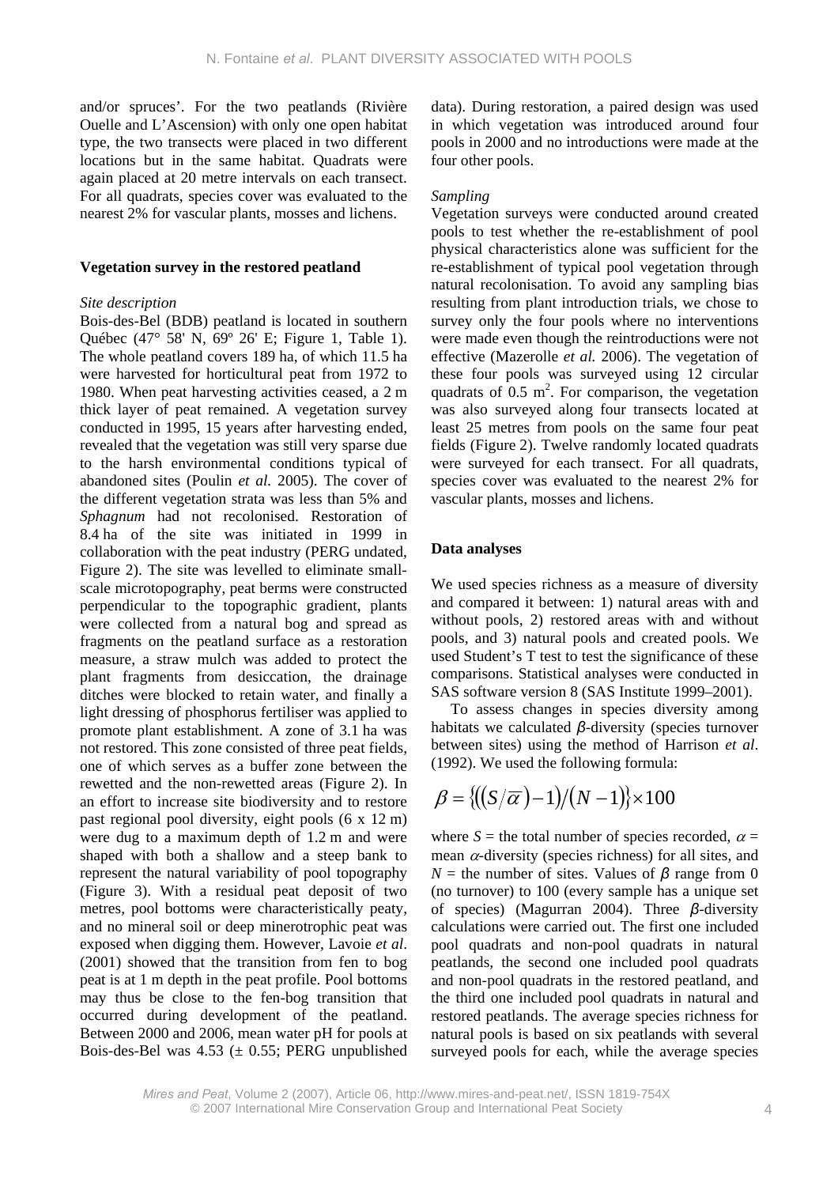and/or spruces'. For the two peatlands (Rivière Ouelle and L'Ascension) with only one open habitat type, the two transects were placed in two different locations but in the same habitat. Quadrats were again placed at 20 metre intervals on each transect. For all quadrats, species cover was evaluated to the nearest 2% for vascular plants, mosses and lichens.

## Vegetation survey in the restored peatland

### *Site description*

Bois-des-Bel (BDB) peatland is located in southern Québec (47° 58' N, 69º 26' E; Figure 1, Table 1). The whole peatland covers 189 ha, of which 11.5 ha were harvested for horticultural peat from 1972 to 1980. When peat harvesting activities ceased, a 2 m thick layer of peat remained. A vegetation survey conducted in 1995, 15 years after harvesting ended, revealed that the vegetation was still very sparse due to the harsh environmental conditions typical of abandoned sites (Poulin *et al.* 2005). The cover of the different vegetation strata was less than 5% and *Sphagnum* had not recolonised. Restoration of 8.4 ha of the site was initiated in 1999 in collaboration with the peat industry (PERG undated, Figure 2). The site was levelled to eliminate small-scale microtopography, peat berms were constructed perpendicular to the topographic gradient, plants were collected from a natural bog and spread as fragments on the peatland surface as a restoration measure, a straw mulch was added to protect the plant fragments from desiccation, the drainage ditches were blocked to retain water, and finally a light dressing of phosphorus fertiliser was applied to promote plant establishment. A zone of 3.1 ha was not restored. This zone consisted of three peat fields, one of which serves as a buffer zone between the rewetted and the non-rewetted areas (Figure 2). In an effort to increase site biodiversity and to restore past regional pool diversity, eight pools (6 x 12 m) were dug to a maximum depth of 1.2 m and were shaped with both a shallow and a steep bank to represent the natural variability of pool topography (Figure 3). With a residual peat deposit of two metres, pool bottoms were characteristically peaty, and no mineral soil or deep minerotrophic peat was exposed when digging them. However, Lavoie *et al*. (2001) showed that the transition from fen to bog peat is at 1 m depth in the peat profile. Pool bottoms may thus be close to the fen-bog transition that occurred during development of the peatland. Between 2000 and 2006, mean water pH for pools at Bois-des-Bel was 4.53 (± 0.55; PERG unpublished data). During restoration, a paired design was used in which vegetation was introduced around four pools in 2000 and no introductions were made at the four other pools.

### *Sampling*

Vegetation surveys were conducted around created pools to test whether the re-establishment of pool physical characteristics alone was sufficient for the re-establishment of typical pool vegetation through natural recolonisation. To avoid any sampling bias resulting from plant introduction trials, we chose to survey only the four pools where no interventions were made even though the reintroductions were not effective (Mazerolle *et al.* 2006). The vegetation of these four pools was surveyed using 12 circular quadrats of 0.5 $m^2$. For comparison, the vegetation was also surveyed along four transects located at least 25 metres from pools on the same four peat fields (Figure 2). Twelve randomly located quadrats were surveyed for each transect. For all quadrats, species cover was evaluated to the nearest 2% for vascular plants, mosses and lichens.

## Data analyses

We used species richness as a measure of diversity and compared it between: 1) natural areas with and without pools, 2) restored areas with and without pools, and 3) natural pools and created pools. We used Student's T test to test the significance of these comparisons. Statistical analyses were conducted in SAS software version 8 (SAS Institute 1999–2001).

To assess changes in species diversity among habitats we calculated $\beta$-diversity (species turnover between sites) using the method of Harrison *et al*. (1992). We used the following formula:

$$\beta = \{((S/\overline{\alpha}) - 1)/(N-1)\} \times 100$$

where $S$ = the total number of species recorded, $\alpha$ = mean $\alpha$-diversity (species richness) for all sites, and $N$ = the number of sites. Values of $\beta$ range from 0 (no turnover) to 100 (every sample has a unique set of species) (Magurran 2004). Three $\beta$-diversity calculations were carried out. The first one included pool quadrats and non-pool quadrats in natural peatlands, the second one included pool quadrats and non-pool quadrats in the restored peatland, and the third one included pool quadrats in natural and restored peatlands. The average species richness for natural pools is based on six peatlands with several surveyed pools for each, while the average species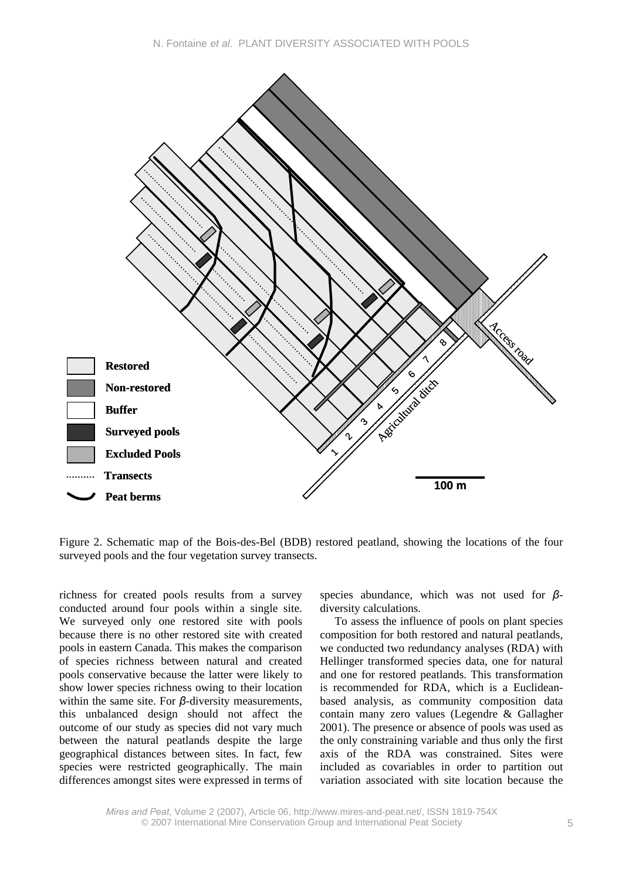Figure 2. Schematic map of the Bois-des-Bel (BDB) restored peatland, showing the locations of the four surveyed pools and the four vegetation survey transects.

richness for created pools results from a survey conducted around four pools within a single site. We surveyed only one restored site with pools because there is no other restored site with created pools in eastern Canada. This makes the comparison of species richness between natural and created pools conservative because the latter were likely to show lower species richness owing to their location within the same site. For $\beta$-diversity measurements, this unbalanced design should not affect the outcome of our study as species did not vary much between the natural peatlands despite the large geographical distances between sites. In fact, few species were restricted geographically. The main differences amongst sites were expressed in terms of species abundance, which was not used for $\beta$-diversity calculations.

To assess the influence of pools on plant species composition for both restored and natural peatlands, we conducted two redundancy analyses (RDA) with Hellinger transformed species data, one for natural and one for restored peatlands. This transformation is recommended for RDA, which is a Euclidean-based analysis, as community composition data contain many zero values (Legendre & Gallagher 2001). The presence or absence of pools was used as the only constraining variable and thus only the first axis of the RDA was constrained. Sites were included as covariables in order to partition out variation associated with site location because the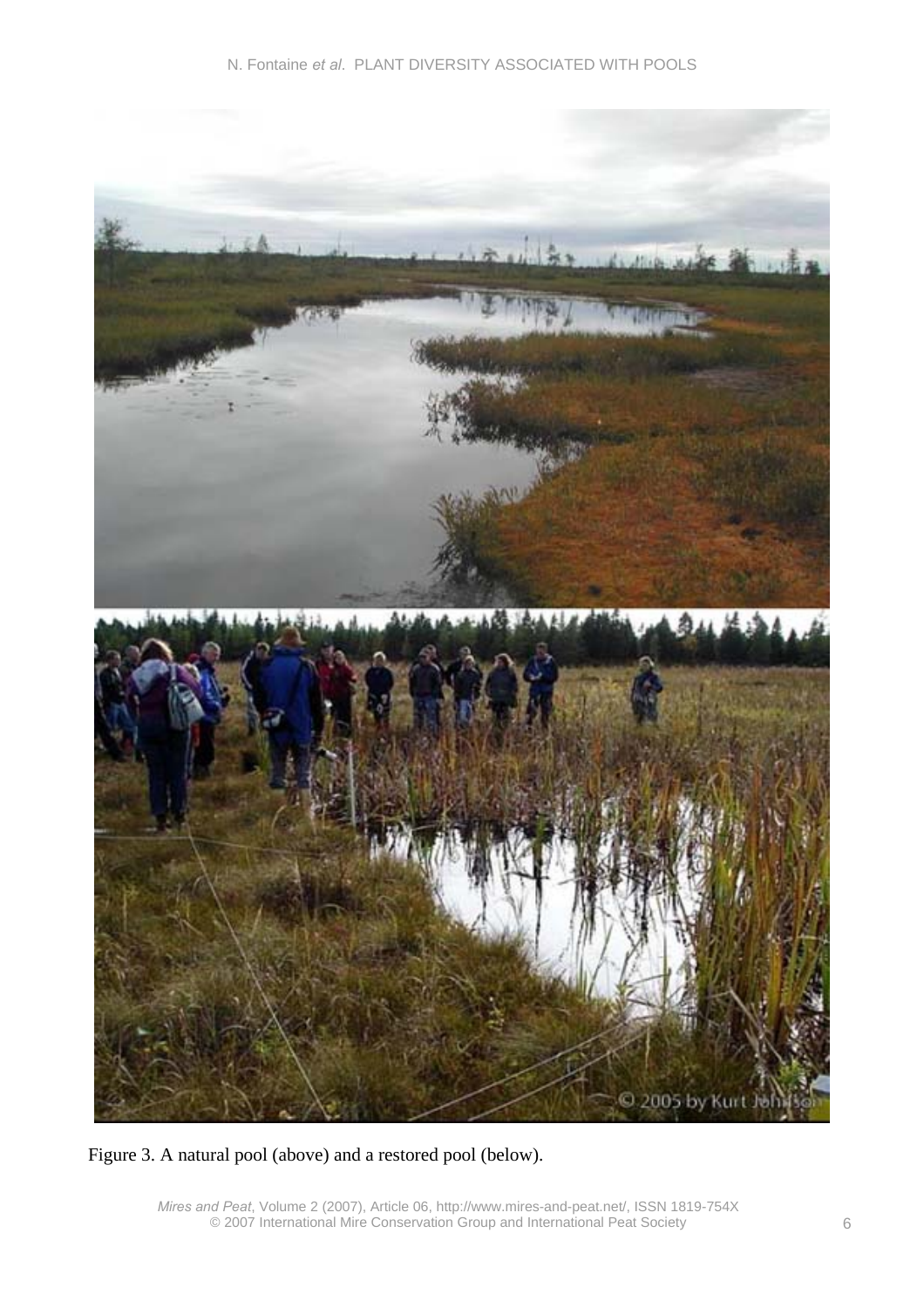Figure 3. A natural pool (above) and a restored pool (below).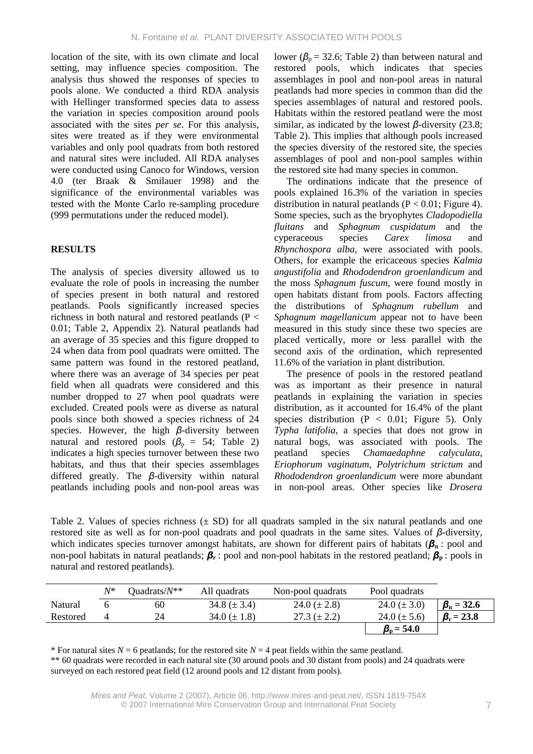location of the site, with its own climate and local setting, may influence species composition. The analysis thus showed the responses of species to pools alone. We conducted a third RDA analysis with Hellinger transformed species data to assess the variation in species composition around pools associated with the sites *per se*. For this analysis, sites were treated as if they were environmental variables and only pool quadrats from both restored and natural sites were included. All RDA analyses were conducted using Canoco for Windows, version 4.0 (ter Braak & Smilauer 1998) and the significance of the environmental variables was tested with the Monte Carlo re-sampling procedure (999 permutations under the reduced model).

## RESULTS

The analysis of species diversity allowed us to evaluate the role of pools in increasing the number of species present in both natural and restored peatlands. Pools significantly increased species richness in both natural and restored peatlands ($P < 0.01$; Table 2, Appendix 2). Natural peatlands had an average of 35 species and this figure dropped to 24 when data from pool quadrats were omitted. The same pattern was found in the restored peatland, where there was an average of 34 species per peat field when all quadrats were considered and this number dropped to 27 when pool quadrats were excluded. Created pools were as diverse as natural pools since both showed a species richness of 24 species. However, the high $\beta$-diversity between natural and restored pools ($\beta_p$ = 54; Table 2) indicates a high species turnover between these two habitats, and thus that their species assemblages differed greatly. The $\beta$-diversity within natural peatlands including pools and non-pool areas was lower ($\beta_p$ = 32.6; Table 2) than between natural and restored pools, which indicates that species assemblages in pool and non-pool areas in natural peatlands had more species in common than did the species assemblages of natural and restored pools. Habitats within the restored peatland were the most similar, as indicated by the lowest $\beta$-diversity (23.8; Table 2). This implies that although pools increased the species diversity of the restored site, the species assemblages of pool and non-pool samples within the restored site had many species in common.

The ordinations indicate that the presence of pools explained 16.3% of the variation in species distribution in natural peatlands ($P < 0.01$; Figure 4). Some species, such as the bryophytes *Cladopodiella fluitans* and *Sphagnum cuspidatum* and the cyperaceous species *Carex limosa* and *Rhynchospora alba*, were associated with pools. Others, for example the ericaceous species *Kalmia angustifolia* and *Rhododendron groenlandicum* and the moss *Sphagnum fuscum*, were found mostly in open habitats distant from pools. Factors affecting the distributions of *Sphagnum rubellum* and *Sphagnum magellanicum* appear not to have been measured in this study since these two species are placed vertically, more or less parallel with the second axis of the ordination, which represented 11.6% of the variation in plant distribution.

The presence of pools in the restored peatland was as important as their presence in natural peatlands in explaining the variation in species distribution, as it accounted for 16.4% of the plant species distribution ($P < 0.01$; Figure 5). Only *Typha latifolia*, a species that does not grow in natural bogs, was associated with pools. The peatland species *Chamaedaphne calyculata*, *Eriophorum vaginatum*, *Polytrichum strictum* and *Rhododendron groenlandicum* were more abundant in non-pool areas. Other species like *Drosera*

Table 2. Values of species richness (± SD) for all quadrats sampled in the six natural peatlands and one restored site as well as for non-pool quadrats and pool quadrats in the same sites. Values of $\beta$-diversity, which indicates species turnover amongst habitats, are shown for different pairs of habitats ($\boldsymbol{\beta_n}$ : pool and non-pool habitats in natural peatlands; $\boldsymbol{\beta_r}$ : pool and non-pool habitats in the restored peatland; $\boldsymbol{\beta_p}$ : pools in natural and restored peatlands).

| | $N$* | Quadrats/$N$** | All quadrats | Non-pool quadrats | Pool quadrats | |
|---|---|---|---|---|---|---|
| Natural | 6 | 60 | 34.8 (± 3.4) | 24.0 (± 2.8) | 24.0 (± 3.0) | $\boldsymbol{\beta_n = 32.6}$ |
| Restored | 4 | 24 | 34.0 (± 1.8) | 27.3 (± 2.2) | 24.0 (± 5.6) | $\boldsymbol{\beta_r = 23.8}$ |
| | | | | | $\boldsymbol{\beta_p = 54.0}$ | |

\* For natural sites $N$ = 6 peatlands; for the restored site $N$ = 4 peat fields within the same peatland.

\*\* 60 quadrats were recorded in each natural site (30 around pools and 30 distant from pools) and 24 quadrats were surveyed on each restored peat field (12 around pools and 12 distant from pools).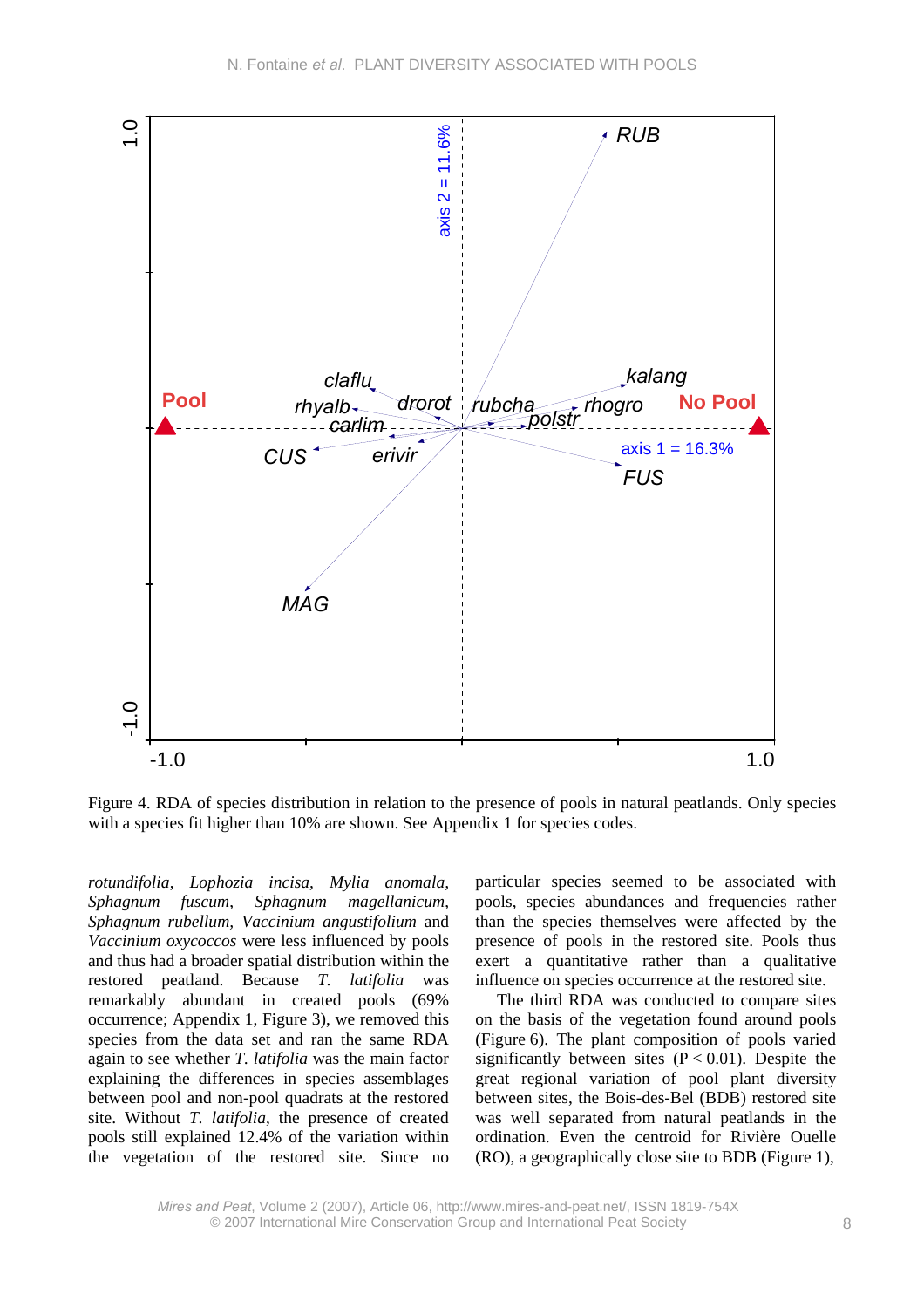Figure 4. RDA of species distribution in relation to the presence of pools in natural peatlands. Only species with a species fit higher than 10% are shown. See Appendix 1 for species codes.

*rotundifolia*, *Lophozia incisa*, *Mylia anomala*, *Sphagnum fuscum*, *Sphagnum magellanicum*, *Sphagnum rubellum*, *Vaccinium angustifolium* and *Vaccinium oxycoccos* were less influenced by pools and thus had a broader spatial distribution within the restored peatland. Because *T. latifolia* was remarkably abundant in created pools (69% occurrence; Appendix 1, Figure 3), we removed this species from the data set and ran the same RDA again to see whether *T. latifolia* was the main factor explaining the differences in species assemblages between pool and non-pool quadrats at the restored site. Without *T. latifolia*, the presence of created pools still explained 12.4% of the variation within the vegetation of the restored site. Since no particular species seemed to be associated with pools, species abundances and frequencies rather than the species themselves were affected by the presence of pools in the restored site. Pools thus exert a quantitative rather than a qualitative influence on species occurrence at the restored site.

The third RDA was conducted to compare sites on the basis of the vegetation found around pools (Figure 6). The plant composition of pools varied significantly between sites ($P < 0.01$). Despite the great regional variation of pool plant diversity between sites, the Bois-des-Bel (BDB) restored site was well separated from natural peatlands in the ordination. Even the centroid for Rivière Ouelle (RO), a geographically close site to BDB (Figure 1),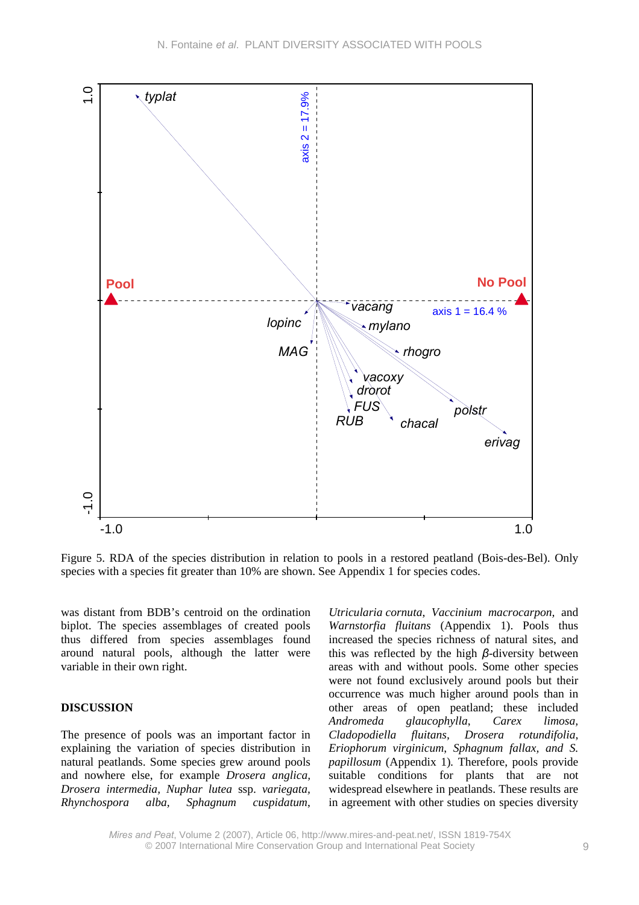Figure 5. RDA of the species distribution in relation to pools in a restored peatland (Bois-des-Bel). Only species with a species fit greater than 10% are shown. See Appendix 1 for species codes.

was distant from BDB's centroid on the ordination biplot. The species assemblages of created pools thus differed from species assemblages found around natural pools, although the latter were variable in their own right.

## DISCUSSION

The presence of pools was an important factor in explaining the variation of species distribution in natural peatlands. Some species grew around pools and nowhere else, for example *Drosera anglica, Drosera intermedia, Nuphar lutea* ssp. *variegata, Rhynchospora alba, Sphagnum cuspidatum, Utricularia cornuta, Vaccinium macrocarpon,* and *Warnstorfia fluitans* (Appendix 1). Pools thus increased the species richness of natural sites, and this was reflected by the high $\beta$-diversity between areas with and without pools. Some other species were not found exclusively around pools but their occurrence was much higher around pools than in other areas of open peatland; these included *Andromeda glaucophylla, Carex limosa, Cladopodiella fluitans, Drosera rotundifolia, Eriophorum virginicum, Sphagnum fallax, and S. papillosum* (Appendix 1)*.* Therefore, pools provide suitable conditions for plants that are not widespread elsewhere in peatlands. These results are in agreement with other studies on species diversity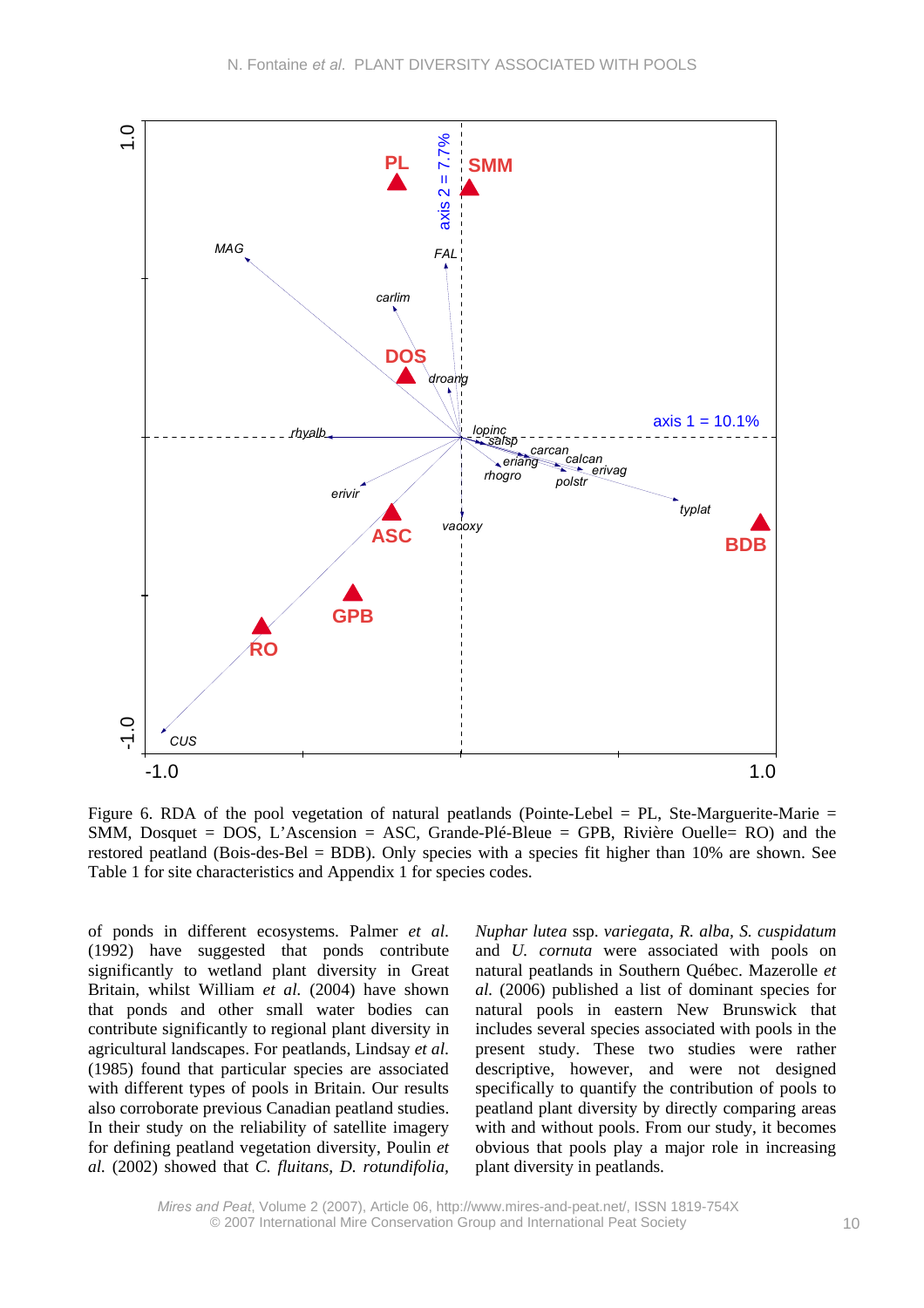Figure 6. RDA of the pool vegetation of natural peatlands (Pointe-Lebel = PL, Ste-Marguerite-Marie = SMM, Dosquet = DOS, L'Ascension = ASC, Grande-Plé-Bleue = GPB, Rivière Ouelle= RO) and the restored peatland (Bois-des-Bel = BDB). Only species with a species fit higher than 10% are shown. See Table 1 for site characteristics and Appendix 1 for species codes.

of ponds in different ecosystems. Palmer *et al.* (1992) have suggested that ponds contribute significantly to wetland plant diversity in Great Britain, whilst William *et al.* (2004) have shown that ponds and other small water bodies can contribute significantly to regional plant diversity in agricultural landscapes. For peatlands, Lindsay *et al.* (1985) found that particular species are associated with different types of pools in Britain. Our results also corroborate previous Canadian peatland studies. In their study on the reliability of satellite imagery for defining peatland vegetation diversity, Poulin *et al.* (2002) showed that *C. fluitans, D. rotundifolia, Nuphar lutea* ssp. *variegata, R. alba, S. cuspidatum* and *U. cornuta* were associated with pools on natural peatlands in Southern Québec. Mazerolle *et al.* (2006) published a list of dominant species for natural pools in eastern New Brunswick that includes several species associated with pools in the present study. These two studies were rather descriptive, however, and were not designed specifically to quantify the contribution of pools to peatland plant diversity by directly comparing areas with and without pools. From our study, it becomes obvious that pools play a major role in increasing plant diversity in peatlands.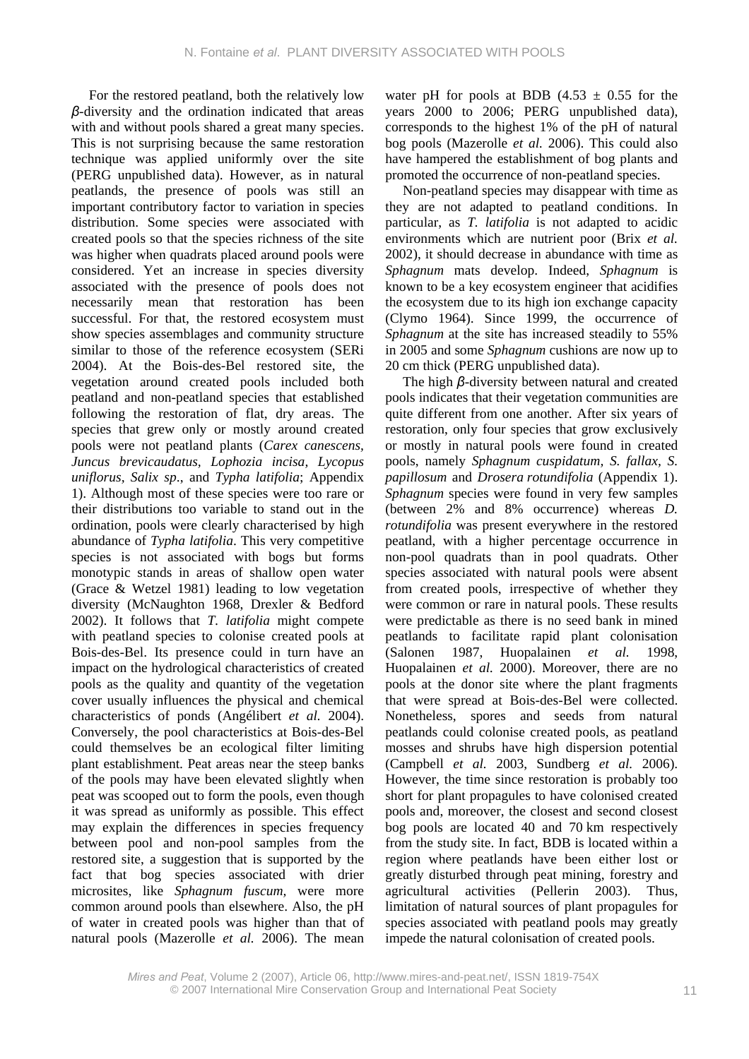For the restored peatland, both the relatively low $\beta$-diversity and the ordination indicated that areas with and without pools shared a great many species. This is not surprising because the same restoration technique was applied uniformly over the site (PERG unpublished data). However, as in natural peatlands, the presence of pools was still an important contributory factor to variation in species distribution. Some species were associated with created pools so that the species richness of the site was higher when quadrats placed around pools were considered. Yet an increase in species diversity associated with the presence of pools does not necessarily mean that restoration has been successful. For that, the restored ecosystem must show species assemblages and community structure similar to those of the reference ecosystem (SERi 2004). At the Bois-des-Bel restored site, the vegetation around created pools included both peatland and non-peatland species that established following the restoration of flat, dry areas. The species that grew only or mostly around created pools were not peatland plants (*Carex canescens*, *Juncus brevicaudatus*, *Lophozia incisa*, *Lycopus uniflorus*, *Salix sp*., and *Typha latifolia*; Appendix 1). Although most of these species were too rare or their distributions too variable to stand out in the ordination, pools were clearly characterised by high abundance of *Typha latifolia*. This very competitive species is not associated with bogs but forms monotypic stands in areas of shallow open water (Grace & Wetzel 1981) leading to low vegetation diversity (McNaughton 1968, Drexler & Bedford 2002). It follows that *T. latifolia* might compete with peatland species to colonise created pools at Bois-des-Bel. Its presence could in turn have an impact on the hydrological characteristics of created pools as the quality and quantity of the vegetation cover usually influences the physical and chemical characteristics of ponds (Angélibert *et al.* 2004). Conversely, the pool characteristics at Bois-des-Bel could themselves be an ecological filter limiting plant establishment. Peat areas near the steep banks of the pools may have been elevated slightly when peat was scooped out to form the pools, even though it was spread as uniformly as possible. This effect may explain the differences in species frequency between pool and non-pool samples from the restored site, a suggestion that is supported by the fact that bog species associated with drier microsites, like *Sphagnum fuscum*, were more common around pools than elsewhere. Also, the pH of water in created pools was higher than that of natural pools (Mazerolle *et al.* 2006). The mean water pH for pools at BDB ($4.53 \pm 0.55$ for the years 2000 to 2006; PERG unpublished data), corresponds to the highest 1% of the pH of natural bog pools (Mazerolle *et al.* 2006). This could also have hampered the establishment of bog plants and promoted the occurrence of non-peatland species.

Non-peatland species may disappear with time as they are not adapted to peatland conditions. In particular, as *T. latifolia* is not adapted to acidic environments which are nutrient poor (Brix *et al.* 2002), it should decrease in abundance with time as *Sphagnum* mats develop. Indeed, *Sphagnum* is known to be a key ecosystem engineer that acidifies the ecosystem due to its high ion exchange capacity (Clymo 1964). Since 1999, the occurrence of *Sphagnum* at the site has increased steadily to 55% in 2005 and some *Sphagnum* cushions are now up to 20 cm thick (PERG unpublished data).

The high $\beta$-diversity between natural and created pools indicates that their vegetation communities are quite different from one another. After six years of restoration, only four species that grow exclusively or mostly in natural pools were found in created pools, namely *Sphagnum cuspidatum*, *S. fallax*, *S. papillosum* and *Drosera rotundifolia* (Appendix 1). *Sphagnum* species were found in very few samples (between 2% and 8% occurrence) whereas *D. rotundifolia* was present everywhere in the restored peatland, with a higher percentage occurrence in non-pool quadrats than in pool quadrats. Other species associated with natural pools were absent from created pools, irrespective of whether they were common or rare in natural pools. These results were predictable as there is no seed bank in mined peatlands to facilitate rapid plant colonisation (Salonen 1987, Huopalainen *et al.* 1998, Huopalainen *et al.* 2000). Moreover, there are no pools at the donor site where the plant fragments that were spread at Bois-des-Bel were collected. Nonetheless, spores and seeds from natural peatlands could colonise created pools, as peatland mosses and shrubs have high dispersion potential (Campbell *et al.* 2003, Sundberg *et al.* 2006). However, the time since restoration is probably too short for plant propagules to have colonised created pools and, moreover, the closest and second closest bog pools are located 40 and 70 km respectively from the study site. In fact, BDB is located within a region where peatlands have been either lost or greatly disturbed through peat mining, forestry and agricultural activities (Pellerin 2003). Thus, limitation of natural sources of plant propagules for species associated with peatland pools may greatly impede the natural colonisation of created pools.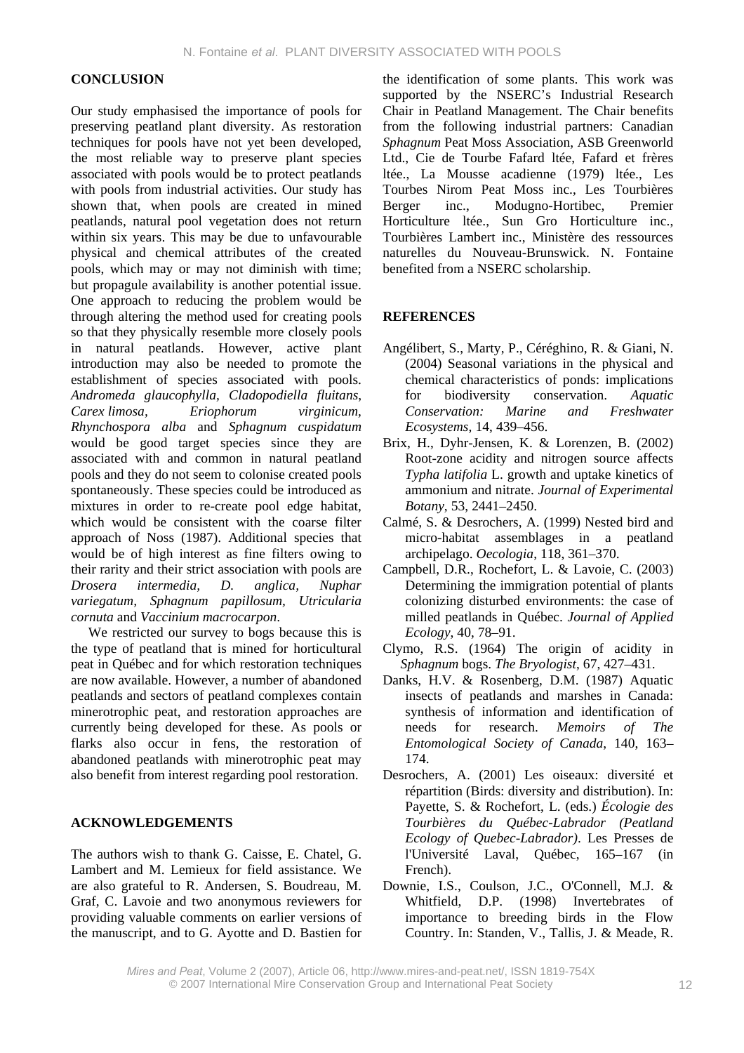## CONCLUSION

Our study emphasised the importance of pools for preserving peatland plant diversity. As restoration techniques for pools have not yet been developed, the most reliable way to preserve plant species associated with pools would be to protect peatlands with pools from industrial activities. Our study has shown that, when pools are created in mined peatlands, natural pool vegetation does not return within six years. This may be due to unfavourable physical and chemical attributes of the created pools, which may or may not diminish with time; but propagule availability is another potential issue. One approach to reducing the problem would be through altering the method used for creating pools so that they physically resemble more closely pools in natural peatlands. However, active plant introduction may also be needed to promote the establishment of species associated with pools. *Andromeda glaucophylla, Cladopodiella fluitans, Carex limosa, Eriophorum virginicum, Rhynchospora alba* and *Sphagnum cuspidatum* would be good target species since they are associated with and common in natural peatland pools and they do not seem to colonise created pools spontaneously. These species could be introduced as mixtures in order to re-create pool edge habitat, which would be consistent with the coarse filter approach of Noss (1987). Additional species that would be of high interest as fine filters owing to their rarity and their strict association with pools are *Drosera intermedia, D. anglica, Nuphar variegatum, Sphagnum papillosum, Utricularia cornuta* and *Vaccinium macrocarpon*.

We restricted our survey to bogs because this is the type of peatland that is mined for horticultural peat in Québec and for which restoration techniques are now available. However, a number of abandoned peatlands and sectors of peatland complexes contain minerotrophic peat, and restoration approaches are currently being developed for these. As pools or flarks also occur in fens, the restoration of abandoned peatlands with minerotrophic peat may also benefit from interest regarding pool restoration.

## ACKNOWLEDGEMENTS

The authors wish to thank G. Caisse, E. Chatel, G. Lambert and M. Lemieux for field assistance. We are also grateful to R. Andersen, S. Boudreau, M. Graf, C. Lavoie and two anonymous reviewers for providing valuable comments on earlier versions of the manuscript, and to G. Ayotte and D. Bastien for the identification of some plants. This work was supported by the NSERC's Industrial Research Chair in Peatland Management. The Chair benefits from the following industrial partners: Canadian *Sphagnum* Peat Moss Association, ASB Greenworld Ltd., Cie de Tourbe Fafard ltée, Fafard et frères ltée., La Mousse acadienne (1979) ltée., Les Tourbes Nirom Peat Moss inc., Les Tourbières Berger inc., Modugno-Hortibec, Premier Horticulture ltée., Sun Gro Horticulture inc., Tourbières Lambert inc., Ministère des ressources naturelles du Nouveau-Brunswick. N. Fontaine benefited from a NSERC scholarship.

## REFERENCES

Angélibert, S., Marty, P., Céréghino, R. & Giani, N. (2004) Seasonal variations in the physical and chemical characteristics of ponds: implications for biodiversity conservation. *Aquatic Conservation: Marine and Freshwater Ecosystems*, 14, 439–456.

Brix, H., Dyhr-Jensen, K. & Lorenzen, B. (2002) Root-zone acidity and nitrogen source affects *Typha latifolia* L. growth and uptake kinetics of ammonium and nitrate. *Journal of Experimental Botany*, 53, 2441–2450.

Calmé, S. & Desrochers, A. (1999) Nested bird and micro-habitat assemblages in a peatland archipelago. *Oecologia*, 118, 361–370.

Campbell, D.R., Rochefort, L. & Lavoie, C. (2003) Determining the immigration potential of plants colonizing disturbed environments: the case of milled peatlands in Québec. *Journal of Applied Ecology*, 40, 78–91.

Clymo, R.S. (1964) The origin of acidity in *Sphagnum* bogs. *The Bryologist*, 67, 427–431.

Danks, H.V. & Rosenberg, D.M. (1987) Aquatic insects of peatlands and marshes in Canada: synthesis of information and identification of needs for research. *Memoirs of The Entomological Society of Canada*, 140, 163–174.

Desrochers, A. (2001) Les oiseaux: diversité et répartition (Birds: diversity and distribution). In: Payette, S. & Rochefort, L. (eds.) *Écologie des Tourbières du Québec-Labrador (Peatland Ecology of Quebec-Labrador)*. Les Presses de l'Université Laval, Québec, 165–167 (in French).

Downie, I.S., Coulson, J.C., O'Connell, M.J. & Whitfield, D.P. (1998) Invertebrates of importance to breeding birds in the Flow Country. In: Standen, V., Tallis, J. & Meade, R.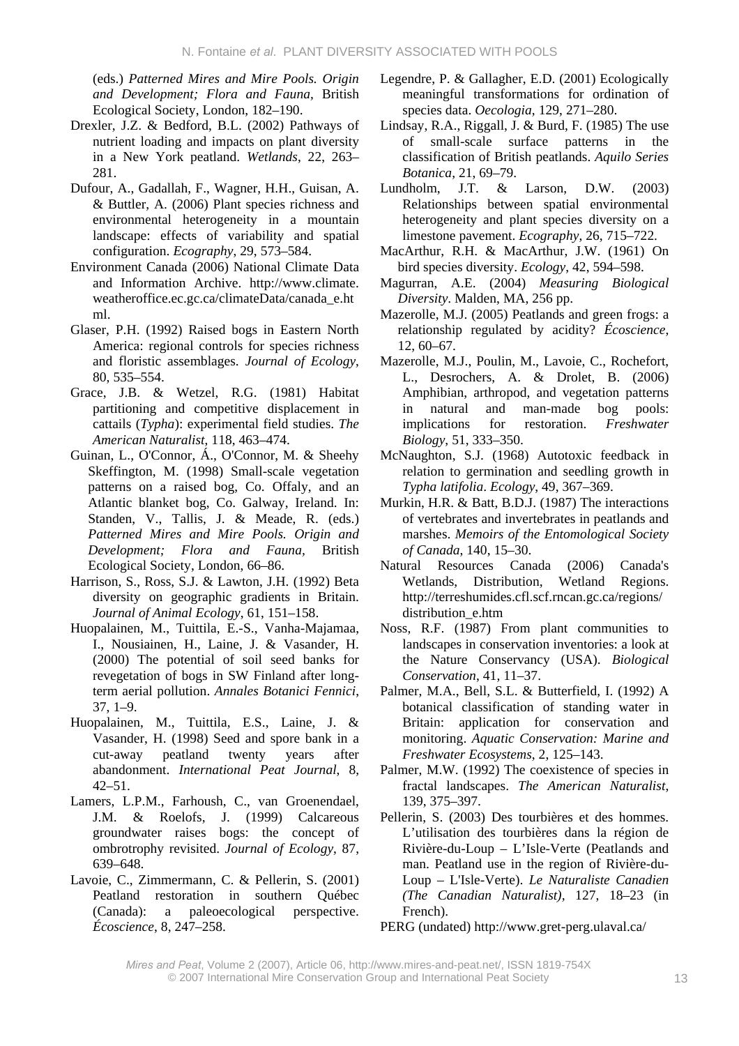(eds.) *Patterned Mires and Mire Pools. Origin and Development; Flora and Fauna*, British Ecological Society, London, 182–190.

Drexler, J.Z. & Bedford, B.L. (2002) Pathways of nutrient loading and impacts on plant diversity in a New York peatland. *Wetlands*, 22, 263–281.

Dufour, A., Gadallah, F., Wagner, H.H., Guisan, A. & Buttler, A. (2006) Plant species richness and environmental heterogeneity in a mountain landscape: effects of variability and spatial configuration. *Ecography*, 29, 573–584.

Environment Canada (2006) National Climate Data and Information Archive. http://www.climate.weatheroffice.ec.gc.ca/climateData/canada_e.html.

Glaser, P.H. (1992) Raised bogs in Eastern North America: regional controls for species richness and floristic assemblages. *Journal of Ecology*, 80, 535–554.

Grace, J.B. & Wetzel, R.G. (1981) Habitat partitioning and competitive displacement in cattails (*Typha*): experimental field studies. *The American Naturalist*, 118, 463–474.

Guinan, L., O'Connor, Á., O'Connor, M. & Sheehy Skeffington, M. (1998) Small-scale vegetation patterns on a raised bog, Co. Offaly, and an Atlantic blanket bog, Co. Galway, Ireland. In: Standen, V., Tallis, J. & Meade, R. (eds.) *Patterned Mires and Mire Pools. Origin and Development; Flora and Fauna*, British Ecological Society, London, 66–86.

Harrison, S., Ross, S.J. & Lawton, J.H. (1992) Beta diversity on geographic gradients in Britain. *Journal of Animal Ecology*, 61, 151–158.

Huopalainen, M., Tuittila, E.-S., Vanha-Majamaa, I., Nousiainen, H., Laine, J. & Vasander, H. (2000) The potential of soil seed banks for revegetation of bogs in SW Finland after long-term aerial pollution. *Annales Botanici Fennici*, 37, 1–9.

Huopalainen, M., Tuittila, E.S., Laine, J. & Vasander, H. (1998) Seed and spore bank in a cut-away peatland twenty years after abandonment. *International Peat Journal*, 8, 42–51.

Lamers, L.P.M., Farhoush, C., van Groenendael, J.M. & Roelofs, J. (1999) Calcareous groundwater raises bogs: the concept of ombrotrophy revisited. *Journal of Ecology*, 87, 639–648.

Lavoie, C., Zimmermann, C. & Pellerin, S. (2001) Peatland restoration in southern Québec (Canada): a paleoecological perspective. *Écoscience*, 8, 247–258.

Legendre, P. & Gallagher, E.D. (2001) Ecologically meaningful transformations for ordination of species data. *Oecologia*, 129, 271–280.

Lindsay, R.A., Riggall, J. & Burd, F. (1985) The use of small-scale surface patterns in the classification of British peatlands. *Aquilo Series Botanica*, 21, 69–79.

Lundholm, J.T. & Larson, D.W. (2003) Relationships between spatial environmental heterogeneity and plant species diversity on a limestone pavement. *Ecography*, 26, 715–722.

MacArthur, R.H. & MacArthur, J.W. (1961) On bird species diversity. *Ecology*, 42, 594–598.

Magurran, A.E. (2004) *Measuring Biological Diversity*. Malden, MA, 256 pp.

Mazerolle, M.J. (2005) Peatlands and green frogs: a relationship regulated by acidity? *Écoscience*, 12, 60–67.

Mazerolle, M.J., Poulin, M., Lavoie, C., Rochefort, L., Desrochers, A. & Drolet, B. (2006) Amphibian, arthropod, and vegetation patterns in natural and man-made bog pools: implications for restoration. *Freshwater Biology*, 51, 333–350.

McNaughton, S.J. (1968) Autotoxic feedback in relation to germination and seedling growth in *Typha latifolia*. *Ecology*, 49, 367–369.

Murkin, H.R. & Batt, B.D.J. (1987) The interactions of vertebrates and invertebrates in peatlands and marshes. *Memoirs of the Entomological Society of Canada*, 140, 15–30.

Natural Resources Canada (2006) Canada's Wetlands, Distribution, Wetland Regions. http://terreshumides.cfl.scf.rncan.gc.ca/regions/distribution_e.htm

Noss, R.F. (1987) From plant communities to landscapes in conservation inventories: a look at the Nature Conservancy (USA). *Biological Conservation*, 41, 11–37.

Palmer, M.A., Bell, S.L. & Butterfield, I. (1992) A botanical classification of standing water in Britain: application for conservation and monitoring. *Aquatic Conservation: Marine and Freshwater Ecosystems*, 2, 125–143.

Palmer, M.W. (1992) The coexistence of species in fractal landscapes. *The American Naturalist*, 139, 375–397.

Pellerin, S. (2003) Des tourbières et des hommes. L'utilisation des tourbières dans la région de Rivière-du-Loup – L'Isle-Verte (Peatlands and man. Peatland use in the region of Rivière-du-Loup – L'Isle-Verte). *Le Naturaliste Canadien (The Canadian Naturalist)*, 127, 18–23 (in French).

PERG (undated) http://www.gret-perg.ulaval.ca/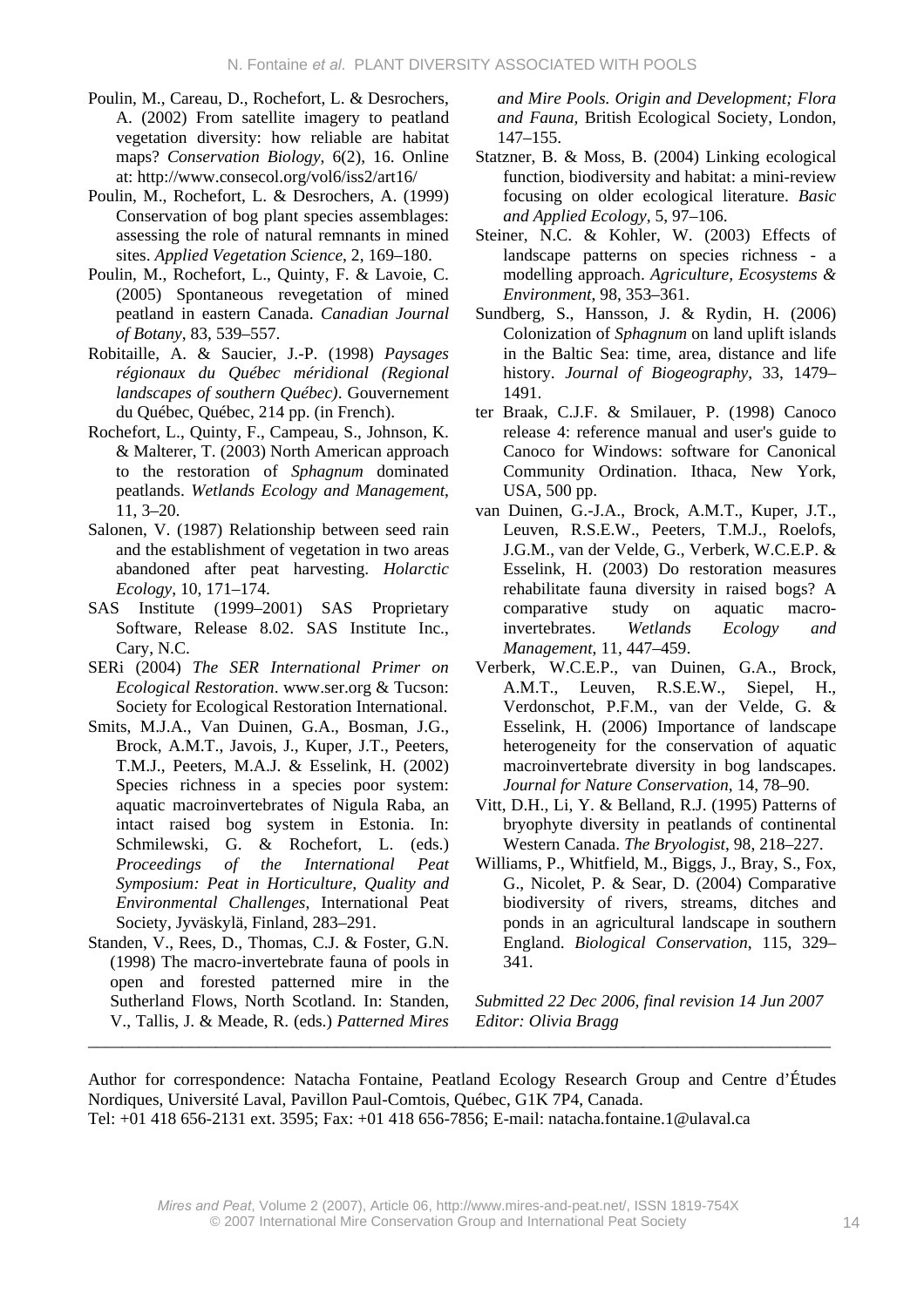Poulin, M., Careau, D., Rochefort, L. & Desrochers, A. (2002) From satellite imagery to peatland vegetation diversity: how reliable are habitat maps? *Conservation Biology*, 6(2), 16. Online at: http://www.consecol.org/vol6/iss2/art16/

Poulin, M., Rochefort, L. & Desrochers, A. (1999) Conservation of bog plant species assemblages: assessing the role of natural remnants in mined sites. *Applied Vegetation Science*, 2, 169–180.

Poulin, M., Rochefort, L., Quinty, F. & Lavoie, C. (2005) Spontaneous revegetation of mined peatland in eastern Canada. *Canadian Journal of Botany*, 83, 539–557.

Robitaille, A. & Saucier, J.-P. (1998) *Paysages régionaux du Québec méridional (Regional landscapes of southern Québec)*. Gouvernement du Québec, Québec, 214 pp. (in French).

Rochefort, L., Quinty, F., Campeau, S., Johnson, K. & Malterer, T. (2003) North American approach to the restoration of *Sphagnum* dominated peatlands. *Wetlands Ecology and Management*, 11, 3–20.

Salonen, V. (1987) Relationship between seed rain and the establishment of vegetation in two areas abandoned after peat harvesting. *Holarctic Ecology*, 10, 171–174.

SAS Institute (1999–2001) SAS Proprietary Software, Release 8.02. SAS Institute Inc., Cary, N.C.

SERi (2004) *The SER International Primer on Ecological Restoration*. www.ser.org & Tucson: Society for Ecological Restoration International.

Smits, M.J.A., Van Duinen, G.A., Bosman, J.G., Brock, A.M.T., Javois, J., Kuper, J.T., Peeters, T.M.J., Peeters, M.A.J. & Esselink, H. (2002) Species richness in a species poor system: aquatic macroinvertebrates of Nigula Raba, an intact raised bog system in Estonia. In: Schmilewski, G. & Rochefort, L. (eds.) *Proceedings of the International Peat Symposium: Peat in Horticulture, Quality and Environmental Challenges*, International Peat Society, Jyväskylä, Finland, 283–291.

Standen, V., Rees, D., Thomas, C.J. & Foster, G.N. (1998) The macro-invertebrate fauna of pools in open and forested patterned mire in the Sutherland Flows, North Scotland. In: Standen, V., Tallis, J. & Meade, R. (eds.) *Patterned Mires and Mire Pools. Origin and Development; Flora and Fauna*, British Ecological Society, London, 147–155.

Statzner, B. & Moss, B. (2004) Linking ecological function, biodiversity and habitat: a mini-review focusing on older ecological literature. *Basic and Applied Ecology*, 5, 97–106.

Steiner, N.C. & Kohler, W. (2003) Effects of landscape patterns on species richness - a modelling approach. *Agriculture, Ecosystems & Environment*, 98, 353–361.

Sundberg, S., Hansson, J. & Rydin, H. (2006) Colonization of *Sphagnum* on land uplift islands in the Baltic Sea: time, area, distance and life history. *Journal of Biogeography*, 33, 1479–1491.

ter Braak, C.J.F. & Smilauer, P. (1998) Canoco release 4: reference manual and user's guide to Canoco for Windows: software for Canonical Community Ordination. Ithaca, New York, USA, 500 pp.

van Duinen, G.-J.A., Brock, A.M.T., Kuper, J.T., Leuven, R.S.E.W., Peeters, T.M.J., Roelofs, J.G.M., van der Velde, G., Verberk, W.C.E.P. & Esselink, H. (2003) Do restoration measures rehabilitate fauna diversity in raised bogs? A comparative study on aquatic macro-invertebrates. *Wetlands Ecology and Management*, 11, 447–459.

Verberk, W.C.E.P., van Duinen, G.A., Brock, A.M.T., Leuven, R.S.E.W., Siepel, H., Verdonschot, P.F.M., van der Velde, G. & Esselink, H. (2006) Importance of landscape heterogeneity for the conservation of aquatic macroinvertebrate diversity in bog landscapes. *Journal for Nature Conservation*, 14, 78–90.

Vitt, D.H., Li, Y. & Belland, R.J. (1995) Patterns of bryophyte diversity in peatlands of continental Western Canada. *The Bryologist*, 98, 218–227.

Williams, P., Whitfield, M., Biggs, J., Bray, S., Fox, G., Nicolet, P. & Sear, D. (2004) Comparative biodiversity of rivers, streams, ditches and ponds in an agricultural landscape in southern England. *Biological Conservation*, 115, 329–341.

*Submitted 22 Dec 2006, final revision 14 Jun 2007*
*Editor: Olivia Bragg*

---

Author for correspondence: Natacha Fontaine, Peatland Ecology Research Group and Centre d'Études Nordiques, Université Laval, Pavillon Paul-Comtois, Québec, G1K 7P4, Canada.
Tel: +01 418 656-2131 ext. 3595; Fax: +01 418 656-7856; E-mail: natacha.fontaine.1@ulaval.ca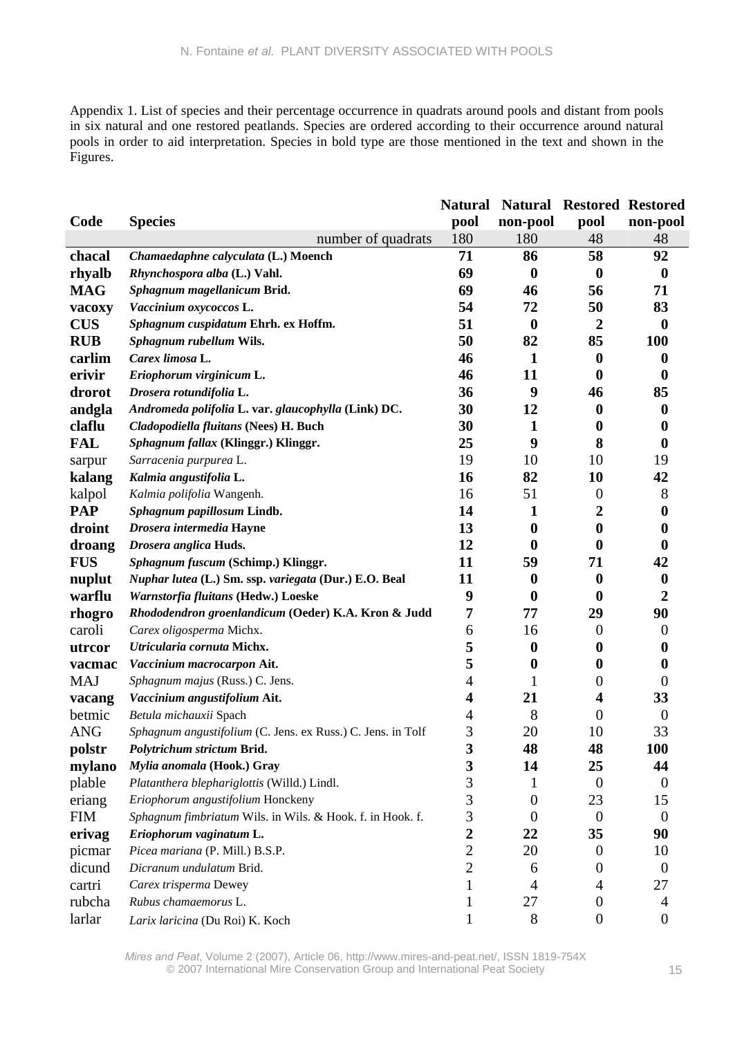Appendix 1. List of species and their percentage occurrence in quadrats around pools and distant from pools in six natural and one restored peatlands. Species are ordered according to their occurrence around natural pools in order to aid interpretation. Species in bold type are those mentioned in the text and shown in the Figures.

| Code | Species | Natural pool | Natural non-pool | Restored pool | Restored non-pool |
|---|---|---|---|---|---|
| | number of quadrats | 180 | 180 | 48 | 48 |
| **chacal** | ***Chamaedaphne calyculata* (L.) Moench** | **71** | **86** | **58** | **92** |
| **rhyalb** | ***Rhynchospora alba* (L.) Vahl.** | **69** | **0** | **0** | **0** |
| **MAG** | ***Sphagnum magellanicum* Brid.** | **69** | **46** | **56** | **71** |
| **vacoxy** | ***Vaccinium oxycoccos* L.** | **54** | **72** | **50** | **83** |
| **CUS** | ***Sphagnum cuspidatum* Ehrh. ex Hoffm.** | **51** | **0** | **2** | **0** |
| **RUB** | ***Sphagnum rubellum* Wils.** | **50** | **82** | **85** | **100** |
| **carlim** | ***Carex limosa* L.** | **46** | **1** | **0** | **0** |
| **erivir** | ***Eriophorum virginicum* L.** | **46** | **11** | **0** | **0** |
| **drorot** | ***Drosera rotundifolia* L.** | **36** | **9** | **46** | **85** |
| **andgla** | ***Andromeda polifolia* L. var. *glaucophylla* (Link) DC.** | **30** | **12** | **0** | **0** |
| **claflu** | ***Cladopodiella fluitans* (Nees) H. Buch** | **30** | **1** | **0** | **0** |
| **FAL** | ***Sphagnum fallax* (Klinggr.) Klinggr.** | **25** | **9** | **8** | **0** |
| sarpur | *Sarracenia purpurea* L. | 19 | 10 | 10 | 19 |
| **kalang** | ***Kalmia angustifolia* L.** | **16** | **82** | **10** | **42** |
| kalpol | *Kalmia polifolia* Wangenh. | 16 | 51 | 0 | 8 |
| **PAP** | ***Sphagnum papillosum* Lindb.** | **14** | **1** | **2** | **0** |
| **droint** | ***Drosera intermedia* Hayne** | **13** | **0** | **0** | **0** |
| **droang** | ***Drosera anglica* Huds.** | **12** | **0** | **0** | **0** |
| **FUS** | ***Sphagnum fuscum* (Schimp.) Klinggr.** | **11** | **59** | **71** | **42** |
| **nuplut** | ***Nuphar lutea* (L.) Sm. ssp. *variegata* (Dur.) E.O. Beal** | **11** | **0** | **0** | **0** |
| **warflu** | ***Warnstorfia fluitans* (Hedw.) Loeske** | **9** | **0** | **0** | **2** |
| **rhogro** | ***Rhododendron groenlandicum* (Oeder) K.A. Kron & Judd** | **7** | **77** | **29** | **90** |
| caroli | *Carex oligosperma* Michx. | 6 | 16 | 0 | 0 |
| **utrcor** | ***Utricularia cornuta* Michx.** | **5** | **0** | **0** | **0** |
| **vacmac** | ***Vaccinium macrocarpon* Ait.** | **5** | **0** | **0** | **0** |
| MAJ | *Sphagnum majus* (Russ.) C. Jens. | 4 | 1 | 0 | 0 |
| **vacang** | ***Vaccinium angustifolium* Ait.** | **4** | **21** | **4** | **33** |
| betmic | *Betula michauxii* Spach | 4 | 8 | 0 | 0 |
| ANG | *Sphagnum angustifolium* (C. Jens. ex Russ.) C. Jens. in Tolf | 3 | 20 | 10 | 33 |
| **polstr** | ***Polytrichum strictum* Brid.** | **3** | **48** | **48** | **100** |
| **mylano** | ***Mylia anomala* (Hook.) Gray** | **3** | **14** | **25** | **44** |
| plable | *Platanthera blephariglottis* (Willd.) Lindl. | 3 | 1 | 0 | 0 |
| eriang | *Eriophorum angustifolium* Honckeny | 3 | 0 | 23 | 15 |
| FIM | *Sphagnum fimbriatum* Wils. in Wils. & Hook. f. in Hook. f. | 3 | 0 | 0 | 0 |
| **erivag** | ***Eriophorum vaginatum* L.** | **2** | **22** | **35** | **90** |
| picmar | *Picea mariana* (P. Mill.) B.S.P. | 2 | 20 | 0 | 10 |
| dicund | *Dicranum undulatum* Brid. | 2 | 6 | 0 | 0 |
| cartri | *Carex trisperma* Dewey | 1 | 4 | 4 | 27 |
| rubcha | *Rubus chamaemorus* L. | 1 | 27 | 0 | 4 |
| larlar | *Larix laricina* (Du Roi) K. Koch | 1 | 8 | 0 | 0 |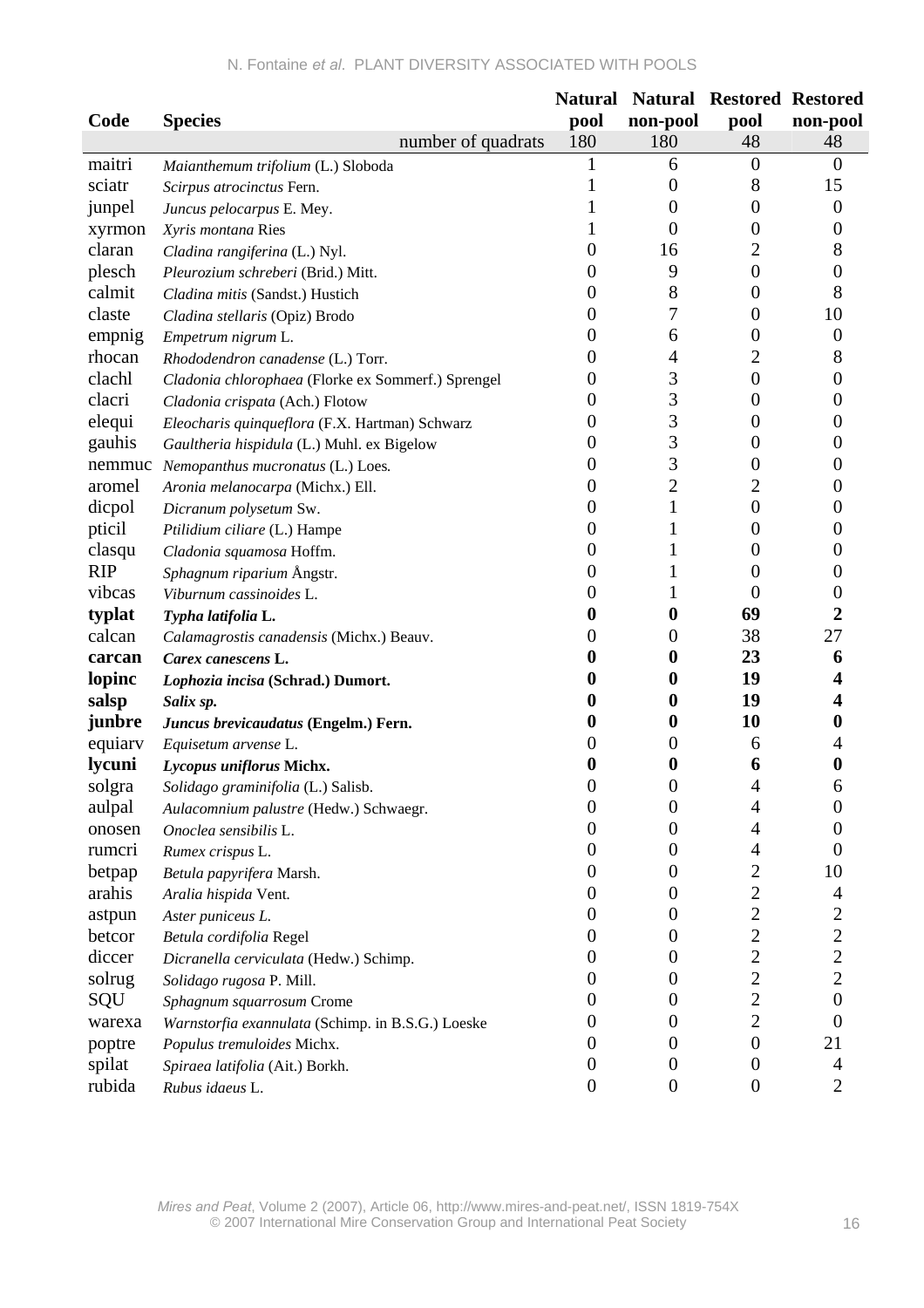| Code | Species | Natural pool | Natural non-pool | Restored pool | Restored non-pool |
|---|---|---|---|---|---|
| | number of quadrats | 180 | 180 | 48 | 48 |
| maitri | *Maianthemum trifolium* (L.) Sloboda | 1 | 6 | 0 | 0 |
| sciatr | *Scirpus atrocinctus* Fern. | 1 | 0 | 8 | 15 |
| junpel | *Juncus pelocarpus* E. Mey. | 1 | 0 | 0 | 0 |
| xyrmon | *Xyris montana* Ries | 1 | 0 | 0 | 0 |
| claran | *Cladina rangiferina* (L.) Nyl. | 0 | 16 | 2 | 8 |
| plesch | *Pleurozium schreberi* (Brid.) Mitt. | 0 | 9 | 0 | 0 |
| calmit | *Cladina mitis* (Sandst.) Hustich | 0 | 8 | 0 | 8 |
| claste | *Cladina stellaris* (Opiz) Brodo | 0 | 7 | 0 | 10 |
| empnig | *Empetrum nigrum* L. | 0 | 6 | 0 | 0 |
| rhocan | *Rhododendron canadense* (L.) Torr. | 0 | 4 | 2 | 8 |
| clachl | *Cladonia chlorophaea* (Florke ex Sommerf.) Sprengel | 0 | 3 | 0 | 0 |
| clacri | *Cladonia crispata* (Ach.) Flotow | 0 | 3 | 0 | 0 |
| elequi | *Eleocharis quinqueflora* (F.X. Hartman) Schwarz | 0 | 3 | 0 | 0 |
| gauhis | *Gaultheria hispidula* (L.) Muhl. ex Bigelow | 0 | 3 | 0 | 0 |
| nemmuc | *Nemopanthus mucronatus* (L.) Loes. | 0 | 3 | 0 | 0 |
| aromel | *Aronia melanocarpa* (Michx.) Ell. | 0 | 2 | 2 | 0 |
| dicpol | *Dicranum polysetum* Sw. | 0 | 1 | 0 | 0 |
| pticil | *Ptilidium ciliare* (L.) Hampe | 0 | 1 | 0 | 0 |
| clasqu | *Cladonia squamosa* Hoffm. | 0 | 1 | 0 | 0 |
| RIP | *Sphagnum riparium* Ångstr. | 0 | 1 | 0 | 0 |
| vibcas | *Viburnum cassinoides* L. | 0 | 1 | 0 | 0 |
| **typlat** | ***Typha latifolia* L.** | **0** | **0** | **69** | **2** |
| calcan | *Calamagrostis canadensis* (Michx.) Beauv. | 0 | 0 | 38 | 27 |
| **carcan** | ***Carex canescens* L.** | **0** | **0** | **23** | **6** |
| **lopinc** | ***Lophozia incisa* (Schrad.) Dumort.** | **0** | **0** | **19** | **4** |
| **salsp** | ***Salix sp.*** | **0** | **0** | **19** | **4** |
| **junbre** | ***Juncus brevicaudatus* (Engelm.) Fern.** | **0** | **0** | **10** | **0** |
| equiarv | *Equisetum arvense* L. | 0 | 0 | 6 | 4 |
| **lycuni** | ***Lycopus uniflorus* Michx.** | **0** | **0** | **6** | **0** |
| solgra | *Solidago graminifolia* (L.) Salisb. | 0 | 0 | 4 | 6 |
| aulpal | *Aulacomnium palustre* (Hedw.) Schwaegr. | 0 | 0 | 4 | 0 |
| onosen | *Onoclea sensibilis* L. | 0 | 0 | 4 | 0 |
| rumcri | *Rumex crispus* L. | 0 | 0 | 4 | 0 |
| betpap | *Betula papyrifera* Marsh. | 0 | 0 | 2 | 10 |
| arahis | *Aralia hispida* Vent. | 0 | 0 | 2 | 4 |
| astpun | *Aster puniceus L.* | 0 | 0 | 2 | 2 |
| betcor | *Betula cordifolia* Regel | 0 | 0 | 2 | 2 |
| diccer | *Dicranella cerviculata* (Hedw.) Schimp. | 0 | 0 | 2 | 2 |
| solrug | *Solidago rugosa* P. Mill. | 0 | 0 | 2 | 2 |
| SQU | *Sphagnum squarrosum* Crome | 0 | 0 | 2 | 0 |
| warexa | *Warnstorfia exannulata* (Schimp. in B.S.G.) Loeske | 0 | 0 | 2 | 0 |
| poptre | *Populus tremuloides* Michx. | 0 | 0 | 0 | 21 |
| spilat | *Spiraea latifolia* (Ait.) Borkh. | 0 | 0 | 0 | 4 |
| rubida | *Rubus idaeus* L. | 0 | 0 | 0 | 2 |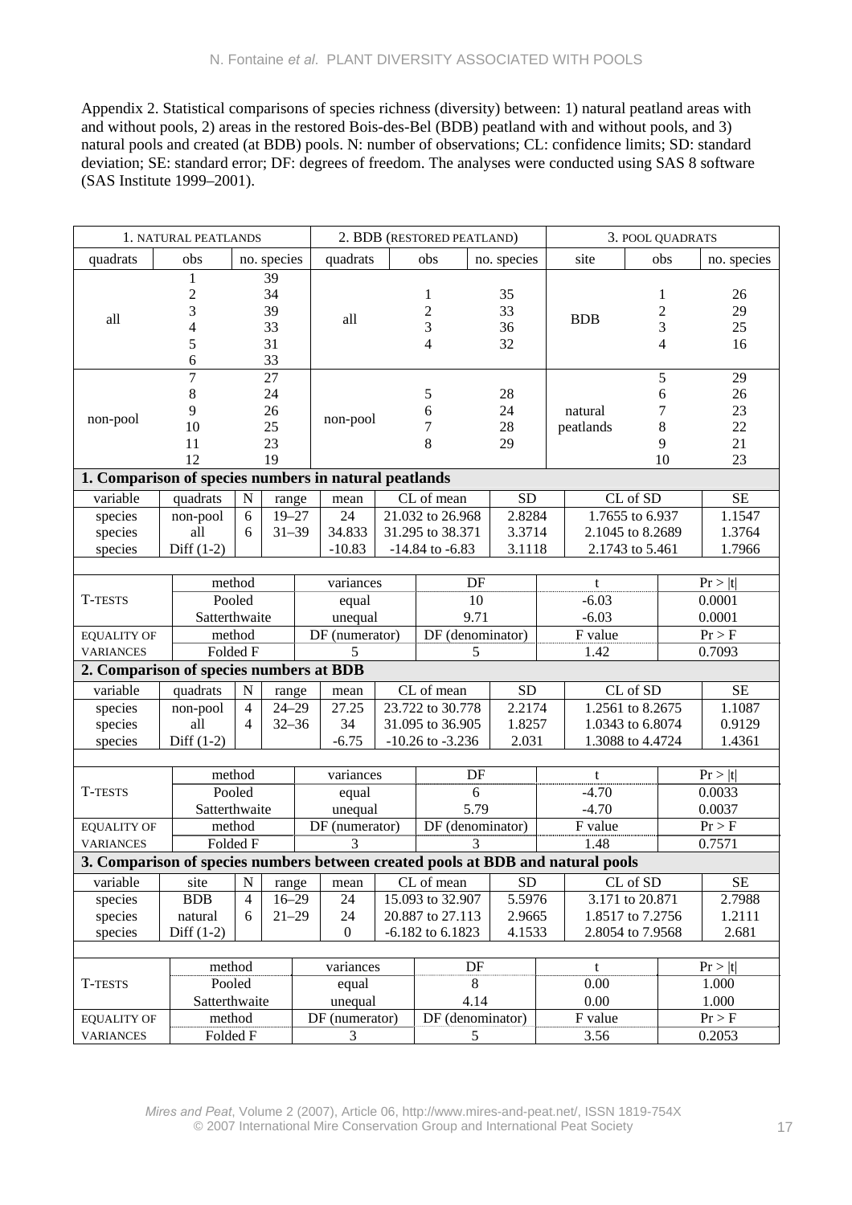Appendix 2. Statistical comparisons of species richness (diversity) between: 1) natural peatland areas with and without pools, 2) areas in the restored Bois-des-Bel (BDB) peatland with and without pools, and 3) natural pools and created (at BDB) pools. N: number of observations; CL: confidence limits; SD: standard deviation; SE: standard error; DF: degrees of freedom. The analyses were conducted using SAS 8 software (SAS Institute 1999–2001).

| 1. NATURAL PEATLANDS | | | 2. BDB (RESTORED PEATLAND) | | | 3. POOL QUADRATS | | |
|---|---|---|---|---|---|---|---|---|
| quadrats | obs | no. species | quadrats | obs | no. species | site | obs | no. species |
| all | 1 | 39 | all | 1 | 35 | BDB | 1 | 26 |
| | 2 | 34 | | 2 | 33 | | 2 | 29 |
| | 3 | 39 | | 3 | 36 | | 3 | 25 |
| | 4 | 33 | | 4 | 32 | | 4 | 16 |
| | 5 | 31 | | | | | | |
| | 6 | 33 | | | | | | |
| non-pool | 7 | 27 | non-pool | 5 | 28 | natural peatlands | 5 | 29 |
| | 8 | 24 | | 6 | 24 | | 6 | 26 |
| | 9 | 26 | | 7 | 28 | | 7 | 23 |
| | 10 | 25 | | 8 | 29 | | 8 | 22 |
| | 11 | 23 | | | | | 9 | 21 |
| | 12 | 19 | | | | | 10 | 23 |

**1. Comparison of species numbers in natural peatlands**

| variable | quadrats | N | range | mean | CL of mean | SD | CL of SD | SE |
|---|---|---|---|---|---|---|---|---|
| species | non-pool | 6 | 19–27 | 24 | 21.032 to 26.968 | 2.8284 | 1.7655 to 6.937 | 1.1547 |
| species | all | 6 | 31–39 | 34.833 | 31.295 to 38.371 | 3.3714 | 2.1045 to 8.2689 | 1.3764 |
| species | Diff (1-2) | | | -10.83 | -14.84 to -6.83 | 3.1118 | 2.1743 to 5.461 | 1.7966 |

| | method | variances | DF | t | Pr > \|t\| |
|---|---|---|---|---|---|
| T-TESTS | Pooled | equal | 10 | -6.03 | 0.0001 |
| | Satterthwaite | unequal | 9.71 | -6.03 | 0.0001 |
| EQUALITY OF VARIANCES | method | DF (numerator) | DF (denominator) | F value | Pr > F |
| | Folded F | 5 | 5 | 1.42 | 0.7093 |

**2. Comparison of species numbers at BDB**

| variable | quadrats | N | range | mean | CL of mean | SD | CL of SD | SE |
|---|---|---|---|---|---|---|---|---|
| species | non-pool | 4 | 24–29 | 27.25 | 23.722 to 30.778 | 2.2174 | 1.2561 to 8.2675 | 1.1087 |
| species | all | 4 | 32–36 | 34 | 31.095 to 36.905 | 1.8257 | 1.0343 to 6.8074 | 0.9129 |
| species | Diff (1-2) | | | -6.75 | -10.26 to -3.236 | 2.031 | 1.3088 to 4.4724 | 1.4361 |

| | method | variances | DF | t | Pr > \|t\| |
|---|---|---|---|---|---|
| T-TESTS | Pooled | equal | 6 | -4.70 | 0.0033 |
| | Satterthwaite | unequal | 5.79 | -4.70 | 0.0037 |
| EQUALITY OF VARIANCES | method | DF (numerator) | DF (denominator) | F value | Pr > F |
| | Folded F | 3 | 3 | 1.48 | 0.7571 |

**3. Comparison of species numbers between created pools at BDB and natural pools**

| variable | site | N | range | mean | CL of mean | SD | CL of SD | SE |
|---|---|---|---|---|---|---|---|---|
| species | BDB | 4 | 16–29 | 24 | 15.093 to 32.907 | 5.5976 | 3.171 to 20.871 | 2.7988 |
| species | natural | 6 | 21–29 | 24 | 20.887 to 27.113 | 2.9665 | 1.8517 to 7.2756 | 1.2111 |
| species | Diff (1-2) | | | 0 | -6.182 to 6.1823 | 4.1533 | 2.8054 to 7.9568 | 2.681 |

| | method | variances | DF | t | Pr > \|t\| |
|---|---|---|---|---|---|
| T-TESTS | Pooled | equal | 8 | 0.00 | 1.000 |
| | Satterthwaite | unequal | 4.14 | 0.00 | 1.000 |
| EQUALITY OF VARIANCES | method | DF (numerator) | DF (denominator) | F value | Pr > F |
| | Folded F | 3 | 5 | 3.56 | 0.2053 |